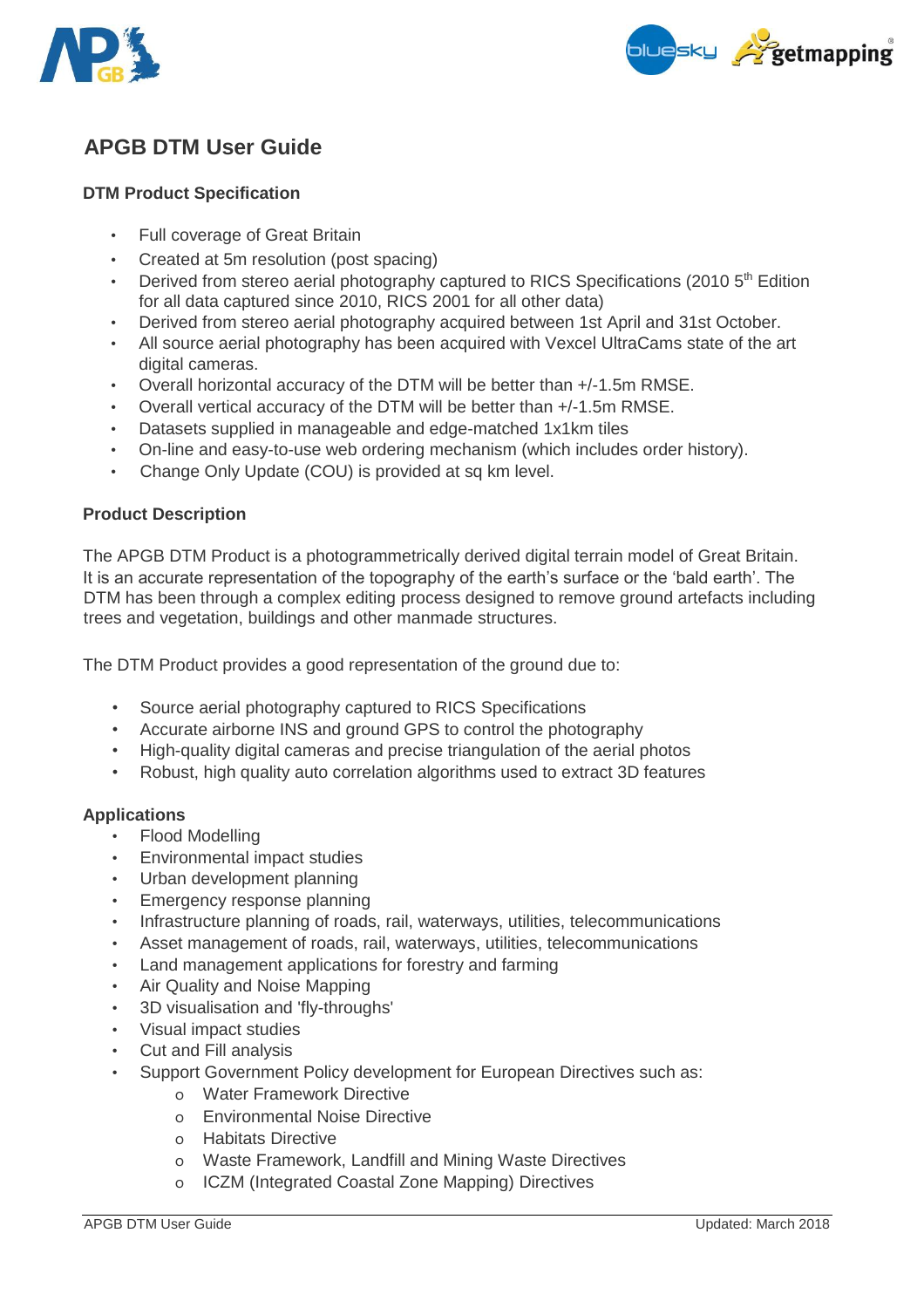# APGB DTM User Guide

## DTM Product Specification

- Full coverage of Great Britain
- Created at 5m resolution (post spacing)
- Derived from stereo aerial photography captured to RICS Specifications (2010 5th Edition for all data captured since 2010, RICS 2001 for all other data)
- Derived from stereo aerial photography acquired between 1st April and 31st October.
- All source aerial photography has been acquired with Vexcel UltraCams state of the art digital cameras.
- Overall horizontal accuracy of the DTM will be better than +/-1.5m RMSE.
- Overall vertical accuracy of the DTM will be better than +/-1.5m RMSE.
- Datasets supplied in manageable and edge-matched 1x1km tiles
- On-line and easy-to-use web ordering mechanism (which includes order history).
- Change Only Update (COU) is provided at sq km level.

## Product Description

The APGB DTM Product is a photogrammetrically derived digital terrain model of Great Britain. It is an accurate representation of the topography of the earth's surface or the 'bald earth'. The DTM has been through a complex editing process designed to remove ground artefacts including trees and vegetation, buildings and other manmade structures.

The DTM Product provides a good representation of the ground due to:

- Source aerial photography captured to RICS Specifications
- Accurate airborne INS and ground GPS to control the photography
- High-quality digital cameras and precise triangulation of the aerial photos
- Robust, high quality auto correlation algorithms used to extract 3D features

## Applications

- Flood Modelling
- Environmental impact studies
- Urban development planning
- Emergency response planning
- Infrastructure planning of roads, rail, waterways, utilities, telecommunications
- Asset management of roads, rail, waterways, utilities, telecommunications
- Land management applications for forestry and farming
- Air Quality and Noise Mapping
- 3D visualisation and 'fly-throughs'
- Visual impact studies
- Cut and Fill analysis
- Support Government Policy development for European Directives such as:
  - Water Framework Directive
  - Environmental Noise Directive
  - Habitats Directive
  - Waste Framework, Landfill and Mining Waste Directives
  - ICZM (Integrated Coastal Zone Mapping) Directives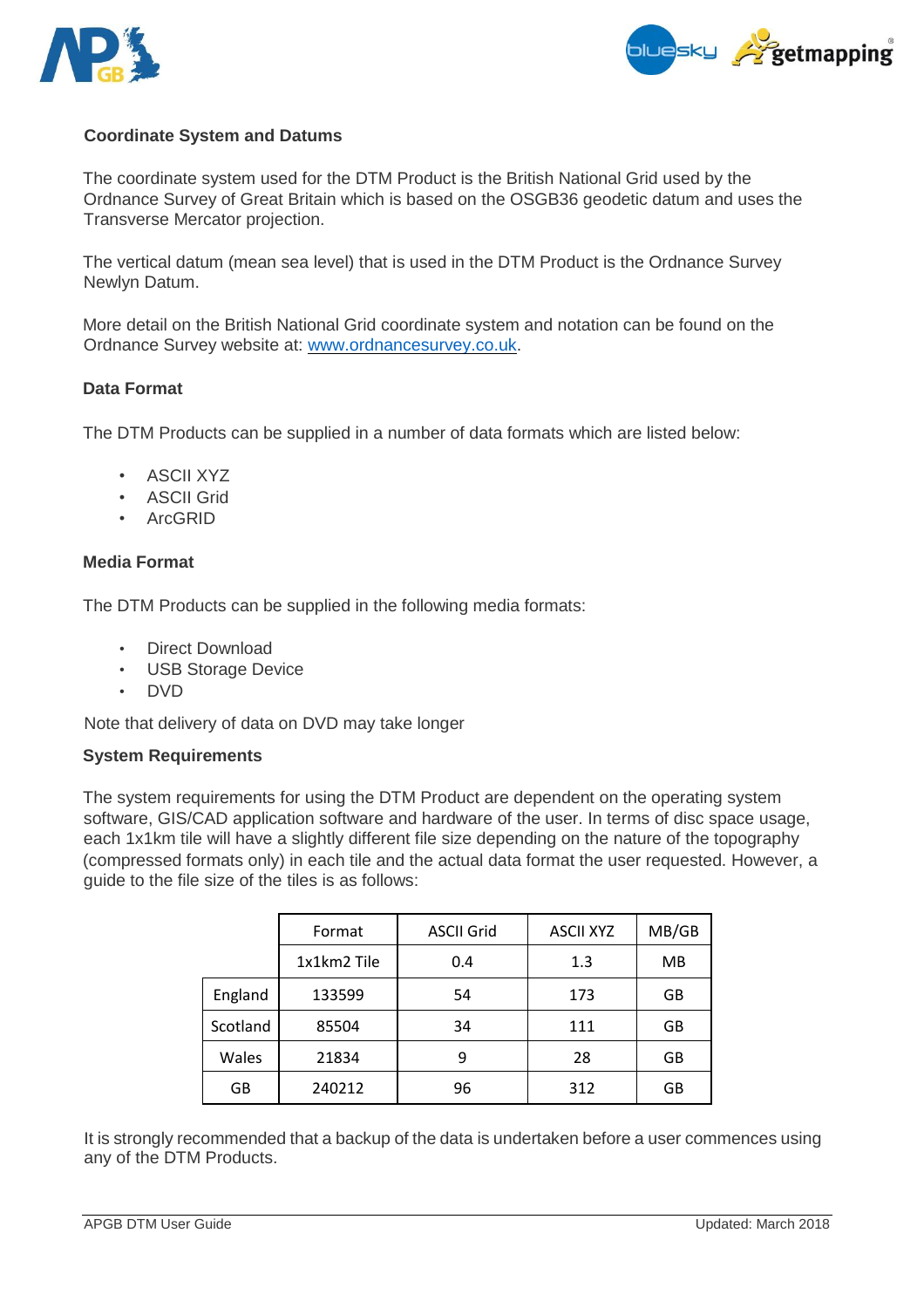## Coordinate System and Datums

The coordinate system used for the DTM Product is the British National Grid used by the Ordnance Survey of Great Britain which is based on the OSGB36 geodetic datum and uses the Transverse Mercator projection.

The vertical datum (mean sea level) that is used in the DTM Product is the Ordnance Survey Newlyn Datum.

More detail on the British National Grid coordinate system and notation can be found on the Ordnance Survey website at: [www.ordnancesurvey.co.uk](http://www.ordnancesurvey.co.uk).

## Data Format

The DTM Products can be supplied in a number of data formats which are listed below:

- ASCII XYZ
- ASCII Grid
- ArcGRID

## Media Format

The DTM Products can be supplied in the following media formats:

- Direct Download
- USB Storage Device
- DVD

Note that delivery of data on DVD may take longer

## System Requirements

The system requirements for using the DTM Product are dependent on the operating system software, GIS/CAD application software and hardware of the user. In terms of disc space usage, each 1x1km tile will have a slightly different file size depending on the nature of the topography (compressed formats only) in each tile and the actual data format the user requested. However, a guide to the file size of the tiles is as follows:

| | Format | ASCII Grid | ASCII XYZ | MB/GB |
|---|---|---|---|---|
| | 1x1km2 Tile | 0.4 | 1.3 | MB |
| England | 133599 | 54 | 173 | GB |
| Scotland | 85504 | 34 | 111 | GB |
| Wales | 21834 | 9 | 28 | GB |
| GB | 240212 | 96 | 312 | GB |

It is strongly recommended that a backup of the data is undertaken before a user commences using any of the DTM Products.